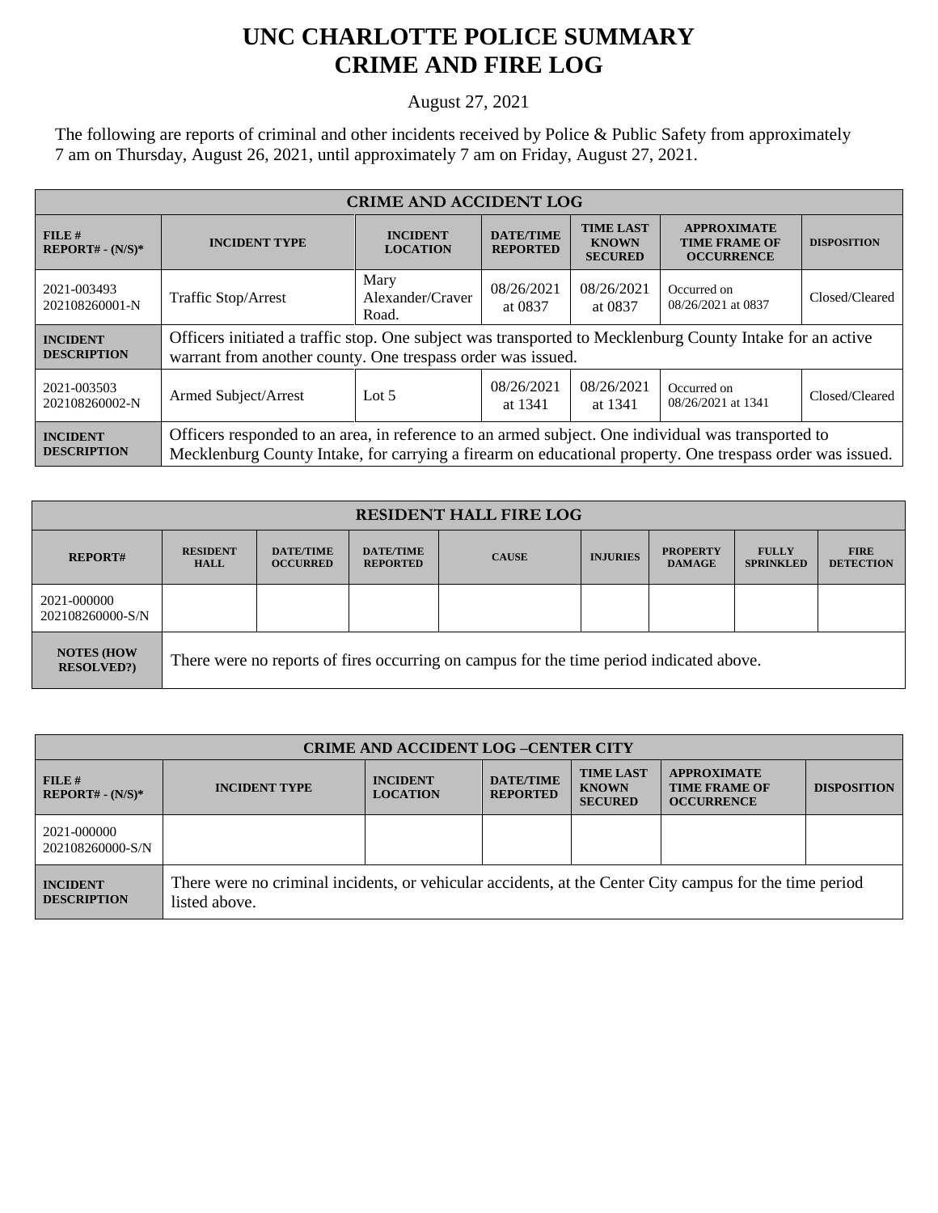# UNC CHARLOTTE POLICE SUMMARY
# CRIME AND FIRE LOG

August 27, 2021

The following are reports of criminal and other incidents received by Police & Public Safety from approximately 7 am on Thursday, August 26, 2021, until approximately 7 am on Friday, August 27, 2021.

| CRIME AND ACCIDENT LOG | | | | | | |
|---|---|---|---|---|---|---|
| **FILE # REPORT# - (N/S)*** | **INCIDENT TYPE** | **INCIDENT LOCATION** | **DATE/TIME REPORTED** | **TIME LAST KNOWN SECURED** | **APPROXIMATE TIME FRAME OF OCCURRENCE** | **DISPOSITION** |
| 2021-003493 202108260001-N | Traffic Stop/Arrest | Mary Alexander/Craver Road. | 08/26/2021 at 0837 | 08/26/2021 at 0837 | Occurred on 08/26/2021 at 0837 | Closed/Cleared |
| **INCIDENT DESCRIPTION** | Officers initiated a traffic stop. One subject was transported to Mecklenburg County Intake for an active warrant from another county. One trespass order was issued. | | | | | |
| 2021-003503 202108260002-N | Armed Subject/Arrest | Lot 5 | 08/26/2021 at 1341 | 08/26/2021 at 1341 | Occurred on 08/26/2021 at 1341 | Closed/Cleared |
| **INCIDENT DESCRIPTION** | Officers responded to an area, in reference to an armed subject. One individual was transported to Mecklenburg County Intake, for carrying a firearm on educational property. One trespass order was issued. | | | | | |

| RESIDENT HALL FIRE LOG | | | | | | | | |
|---|---|---|---|---|---|---|---|---|
| **REPORT#** | **RESIDENT HALL** | **DATE/TIME OCCURRED** | **DATE/TIME REPORTED** | **CAUSE** | **INJURIES** | **PROPERTY DAMAGE** | **FULLY SPRINKLED** | **FIRE DETECTION** |
| 2021-000000 202108260000-S/N | | | | | | | | |
| **NOTES (HOW RESOLVED?)** | There were no reports of fires occurring on campus for the time period indicated above. | | | | | | | |

| CRIME AND ACCIDENT LOG –CENTER CITY | | | | | | |
|---|---|---|---|---|---|---|
| **FILE # REPORT# - (N/S)*** | **INCIDENT TYPE** | **INCIDENT LOCATION** | **DATE/TIME REPORTED** | **TIME LAST KNOWN SECURED** | **APPROXIMATE TIME FRAME OF OCCURRENCE** | **DISPOSITION** |
| 2021-000000 202108260000-S/N | | | | | | |
| **INCIDENT DESCRIPTION** | There were no criminal incidents, or vehicular accidents, at the Center City campus for the time period listed above. | | | | | |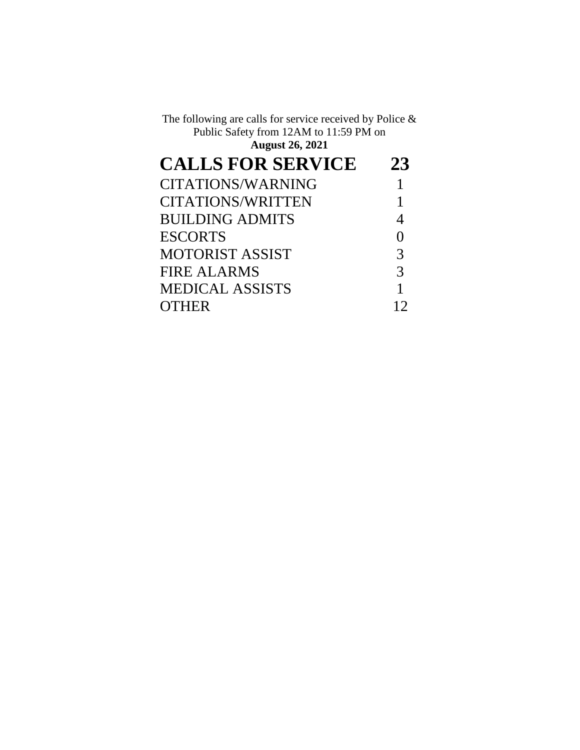The following are calls for service received by Police & Public Safety from 12AM to 11:59 PM on

**August 26, 2021**

| | |
|---|---|
| **CALLS FOR SERVICE** | **23** |
| CITATIONS/WARNING | 1 |
| CITATIONS/WRITTEN | 1 |
| BUILDING ADMITS | 4 |
| ESCORTS | 0 |
| MOTORIST ASSIST | 3 |
| FIRE ALARMS | 3 |
| MEDICAL ASSISTS | 1 |
| OTHER | 12 |